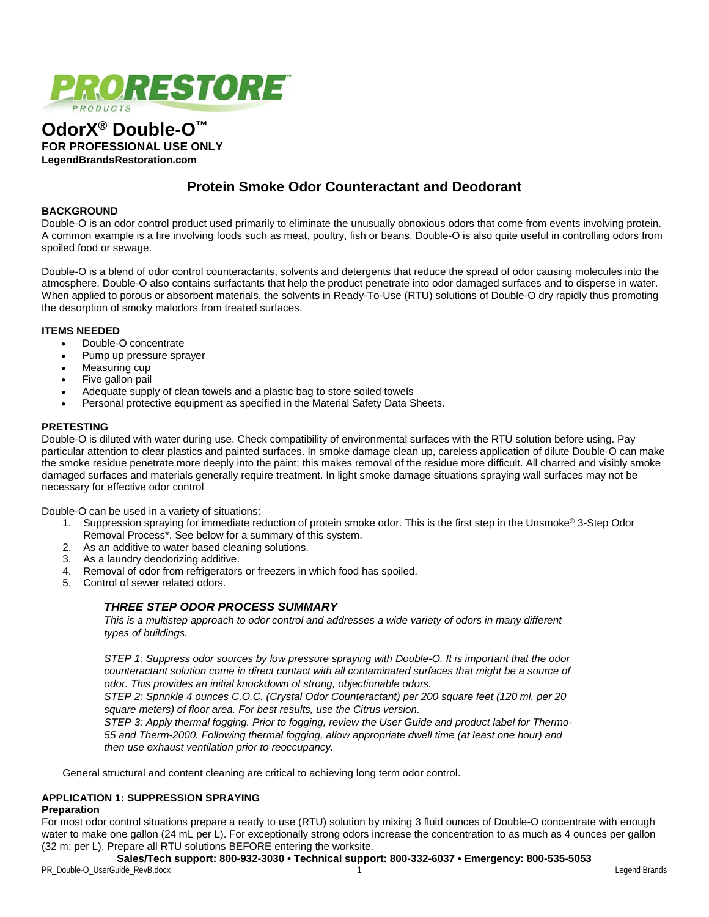# OdorX® Double-O™

**FOR PROFESSIONAL USE ONLY**
**LegendBrandsRestoration.com**

## Protein Smoke Odor Counteractant and Deodorant

### BACKGROUND

Double-O is an odor control product used primarily to eliminate the unusually obnoxious odors that come from events involving protein. A common example is a fire involving foods such as meat, poultry, fish or beans. Double-O is also quite useful in controlling odors from spoiled food or sewage.

Double-O is a blend of odor control counteractants, solvents and detergents that reduce the spread of odor causing molecules into the atmosphere. Double-O also contains surfactants that help the product penetrate into odor damaged surfaces and to disperse in water. When applied to porous or absorbent materials, the solvents in Ready-To-Use (RTU) solutions of Double-O dry rapidly thus promoting the desorption of smoky malodors from treated surfaces.

### ITEMS NEEDED

- Double-O concentrate
- Pump up pressure sprayer
- Measuring cup
- Five gallon pail
- Adequate supply of clean towels and a plastic bag to store soiled towels
- Personal protective equipment as specified in the Material Safety Data Sheets.

### PRETESTING

Double-O is diluted with water during use. Check compatibility of environmental surfaces with the RTU solution before using. Pay particular attention to clear plastics and painted surfaces. In smoke damage clean up, careless application of dilute Double-O can make the smoke residue penetrate more deeply into the paint; this makes removal of the residue more difficult. All charred and visibly smoke damaged surfaces and materials generally require treatment. In light smoke damage situations spraying wall surfaces may not be necessary for effective odor control

Double-O can be used in a variety of situations:

1. Suppression spraying for immediate reduction of protein smoke odor. This is the first step in the Unsmoke® 3-Step Odor Removal Process*. See below for a summary of this system.
2. As an additive to water based cleaning solutions.
3. As a laundry deodorizing additive.
4. Removal of odor from refrigerators or freezers in which food has spoiled.
5. Control of sewer related odors.

#### *THREE STEP ODOR PROCESS SUMMARY*

*This is a multistep approach to odor control and addresses a wide variety of odors in many different types of buildings.*

*STEP 1: Suppress odor sources by low pressure spraying with Double-O. It is important that the odor counteractant solution come in direct contact with all contaminated surfaces that might be a source of odor. This provides an initial knockdown of strong, objectionable odors.*
*STEP 2: Sprinkle 4 ounces C.O.C. (Crystal Odor Counteractant) per 200 square feet (120 ml. per 20 square meters) of floor area. For best results, use the Citrus version.*
*STEP 3: Apply thermal fogging. Prior to fogging, review the User Guide and product label for Thermo-55 and Therm-2000. Following thermal fogging, allow appropriate dwell time (at least one hour) and then use exhaust ventilation prior to reoccupancy.*

General structural and content cleaning are critical to achieving long term odor control.

### APPLICATION 1: SUPPRESSION SPRAYING

**Preparation**

For most odor control situations prepare a ready to use (RTU) solution by mixing 3 fluid ounces of Double-O concentrate with enough water to make one gallon (24 mL per L). For exceptionally strong odors increase the concentration to as much as 4 ounces per gallon (32 m: per L). Prepare all RTU solutions BEFORE entering the worksite.

**Sales/Tech support: 800-932-3030 • Technical support: 800-332-6037 • Emergency: 800-535-5053**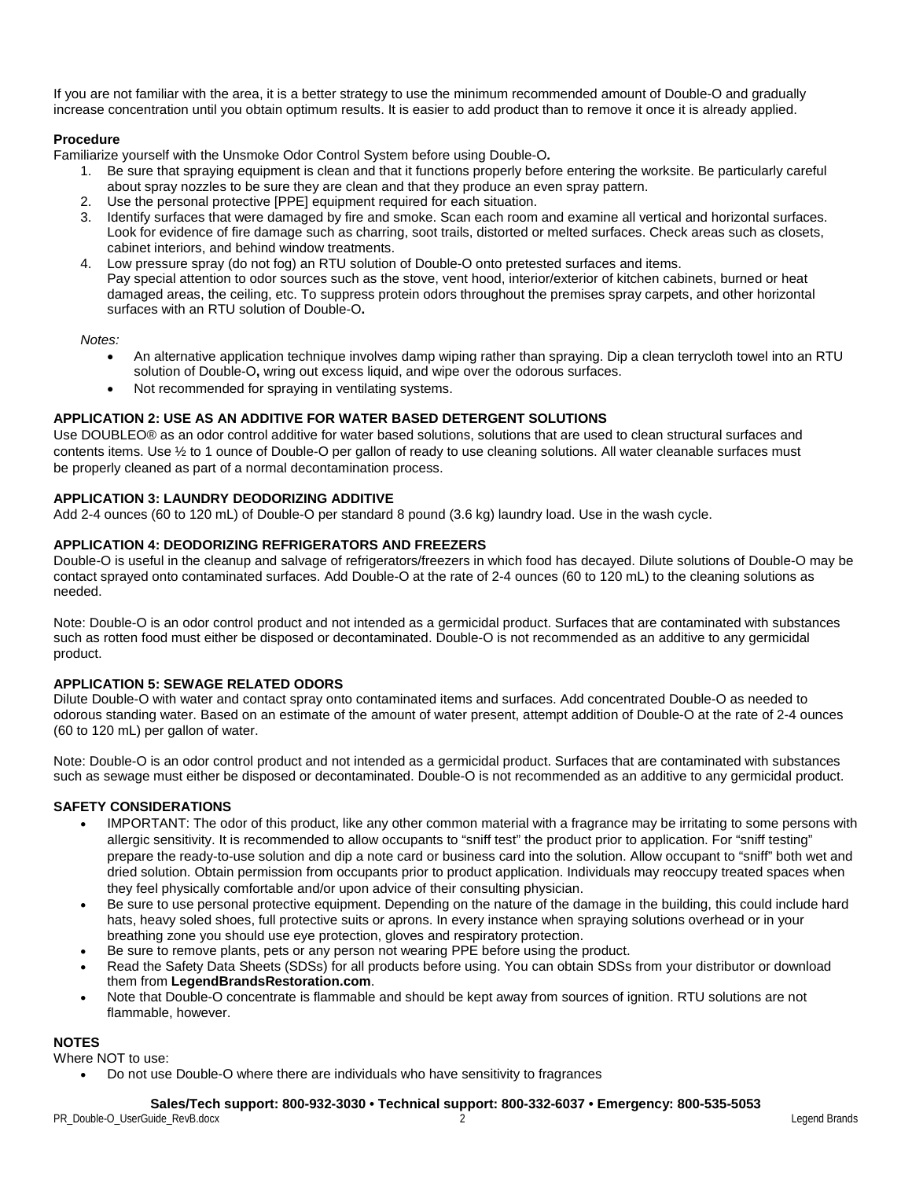If you are not familiar with the area, it is a better strategy to use the minimum recommended amount of Double-O and gradually increase concentration until you obtain optimum results. It is easier to add product than to remove it once it is already applied.

**Procedure**

Familiarize yourself with the Unsmoke Odor Control System before using Double-O**.**

1. Be sure that spraying equipment is clean and that it functions properly before entering the worksite. Be particularly careful about spray nozzles to be sure they are clean and that they produce an even spray pattern.
2. Use the personal protective [PPE] equipment required for each situation.
3. Identify surfaces that were damaged by fire and smoke. Scan each room and examine all vertical and horizontal surfaces. Look for evidence of fire damage such as charring, soot trails, distorted or melted surfaces. Check areas such as closets, cabinet interiors, and behind window treatments.
4. Low pressure spray (do not fog) an RTU solution of Double-O onto pretested surfaces and items.
   Pay special attention to odor sources such as the stove, vent hood, interior/exterior of kitchen cabinets, burned or heat damaged areas, the ceiling, etc. To suppress protein odors throughout the premises spray carpets, and other horizontal surfaces with an RTU solution of Double-O**.**

*Notes:*

- An alternative application technique involves damp wiping rather than spraying. Dip a clean terrycloth towel into an RTU solution of Double-O**,** wring out excess liquid, and wipe over the odorous surfaces.
- Not recommended for spraying in ventilating systems.

**APPLICATION 2: USE AS AN ADDITIVE FOR WATER BASED DETERGENT SOLUTIONS**

Use DOUBLEO® as an odor control additive for water based solutions, solutions that are used to clean structural surfaces and contents items. Use ½ to 1 ounce of Double-O per gallon of ready to use cleaning solutions. All water cleanable surfaces must be properly cleaned as part of a normal decontamination process.

**APPLICATION 3: LAUNDRY DEODORIZING ADDITIVE**

Add 2-4 ounces (60 to 120 mL) of Double-O per standard 8 pound (3.6 kg) laundry load. Use in the wash cycle.

**APPLICATION 4: DEODORIZING REFRIGERATORS AND FREEZERS**

Double-O is useful in the cleanup and salvage of refrigerators/freezers in which food has decayed. Dilute solutions of Double-O may be contact sprayed onto contaminated surfaces. Add Double-O at the rate of 2-4 ounces (60 to 120 mL) to the cleaning solutions as needed.

Note: Double-O is an odor control product and not intended as a germicidal product. Surfaces that are contaminated with substances such as rotten food must either be disposed or decontaminated. Double-O is not recommended as an additive to any germicidal product.

**APPLICATION 5: SEWAGE RELATED ODORS**

Dilute Double-O with water and contact spray onto contaminated items and surfaces. Add concentrated Double-O as needed to odorous standing water. Based on an estimate of the amount of water present, attempt addition of Double-O at the rate of 2-4 ounces (60 to 120 mL) per gallon of water.

Note: Double-O is an odor control product and not intended as a germicidal product. Surfaces that are contaminated with substances such as sewage must either be disposed or decontaminated. Double-O is not recommended as an additive to any germicidal product.

**SAFETY CONSIDERATIONS**

- IMPORTANT: The odor of this product, like any other common material with a fragrance may be irritating to some persons with allergic sensitivity. It is recommended to allow occupants to “sniff test” the product prior to application. For “sniff testing” prepare the ready-to-use solution and dip a note card or business card into the solution. Allow occupant to “sniff” both wet and dried solution. Obtain permission from occupants prior to product application. Individuals may reoccupy treated spaces when they feel physically comfortable and/or upon advice of their consulting physician.
- Be sure to use personal protective equipment. Depending on the nature of the damage in the building, this could include hard hats, heavy soled shoes, full protective suits or aprons. In every instance when spraying solutions overhead or in your breathing zone you should use eye protection, gloves and respiratory protection.
- Be sure to remove plants, pets or any person not wearing PPE before using the product.
- Read the Safety Data Sheets (SDSs) for all products before using. You can obtain SDSs from your distributor or download them from **LegendBrandsRestoration.com**.
- Note that Double-O concentrate is flammable and should be kept away from sources of ignition. RTU solutions are not flammable, however.

**NOTES**

Where NOT to use:

- Do not use Double-O where there are individuals who have sensitivity to fragrances

**Sales/Tech support: 800-932-3030 • Technical support: 800-332-6037 • Emergency: 800-535-5053**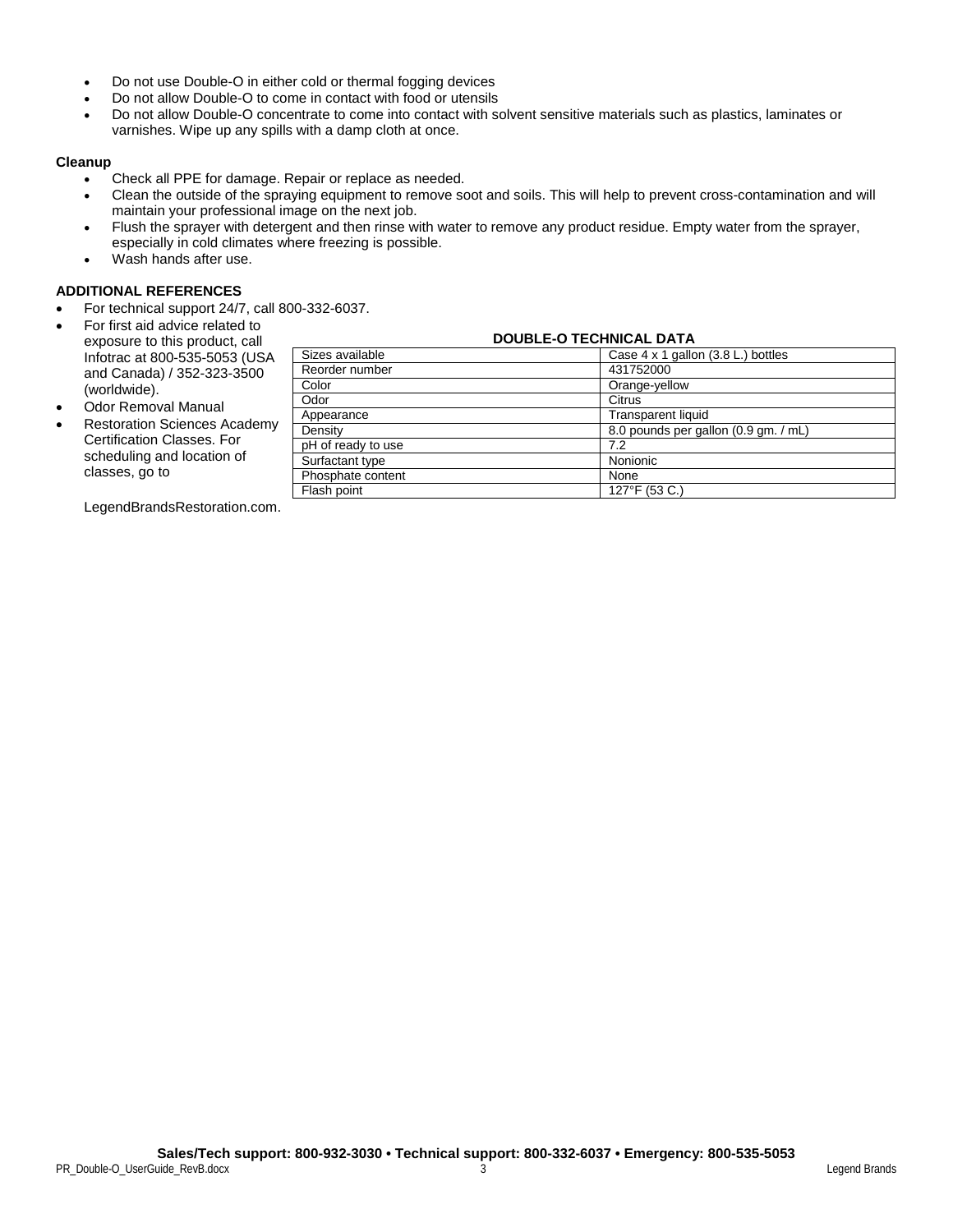- Do not use Double-O in either cold or thermal fogging devices
- Do not allow Double-O to come in contact with food or utensils
- Do not allow Double-O concentrate to come into contact with solvent sensitive materials such as plastics, laminates or varnishes. Wipe up any spills with a damp cloth at once.

**Cleanup**

- Check all PPE for damage. Repair or replace as needed.
- Clean the outside of the spraying equipment to remove soot and soils. This will help to prevent cross-contamination and will maintain your professional image on the next job.
- Flush the sprayer with detergent and then rinse with water to remove any product residue. Empty water from the sprayer, especially in cold climates where freezing is possible.
- Wash hands after use.

**ADDITIONAL REFERENCES**

- For technical support 24/7, call 800-332-6037.
- For first aid advice related to exposure to this product, call Infotrac at 800-535-5053 (USA and Canada) / 352-323-3500 (worldwide).
- Odor Removal Manual
- Restoration Sciences Academy Certification Classes. For scheduling and location of classes, go to

  LegendBrandsRestoration.com.

**DOUBLE-O TECHNICAL DATA**

| | |
|---|---|
| Sizes available | Case 4 x 1 gallon (3.8 L.) bottles |
| Reorder number | 431752000 |
| Color | Orange-yellow |
| Odor | Citrus |
| Appearance | Transparent liquid |
| Density | 8.0 pounds per gallon (0.9 gm. / mL) |
| pH of ready to use | 7.2 |
| Surfactant type | Nonionic |
| Phosphate content | None |
| Flash point | 127°F (53 C.) |

**Sales/Tech support: 800-932-3030 • Technical support: 800-332-6037 • Emergency: 800-535-5053**